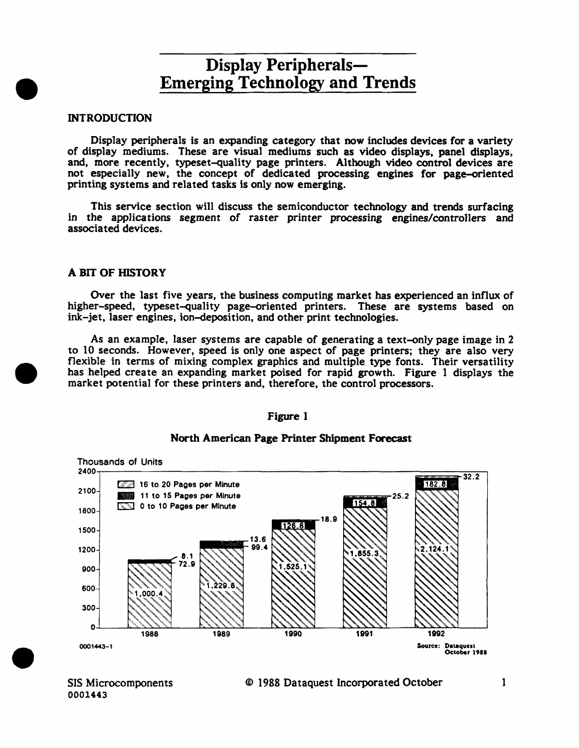# Display Peripherals— Emerging Technology and Trends

## INTRODUCTION

Display peripherals is an expanding category that now includes devices for a variety of display mediums. These are visual mediums such as video displays, panel displays, and, more recently, typeset-quality page printers. Although video control devices are not especially new, the concept of dedicated processing engines for page-oriented printing systems and related tasks is only now emerging.

This service section will discuss the semiconductor technology and trends surfacing in the applications segment of raster printer processing engines/controllers and associated devices.

## A BIT OF HISTORY

Over the last five years, the business computing market has experienced an influx of higher-speed, typeset-quality page-oriented printers. These are systems based on ink-jet, laser engines, ion-deposition, and other print technologies.

As an example, laser systems are capable of generating a text-only page image in 2 to 10 seconds. However, speed is only one aspect of page printers; they are also very flexible in terms of mixing complex graphics and multiple type fonts. Their versatility has helped create an expanding market poised for rapid growth. Figure 1 displays the market potential for these printers and, therefore, the control processors.

**Figure 1**

**North American Page Printer Shipment Forecast**

Thousands of Units

| | 1988 | 1989 | 1990 | 1991 | 1992 |
|---|---|---|---|---|---|
| 16 to 20 Pages per Minute | 8.1 | 13.6 | 18.9 | 25.2 | 32.2 |
| 11 to 15 Pages per Minute | 72.9 | 99.4 | 126.8 | 154.8 | 182.8 |
| 0 to 10 Pages per Minute | 1,000.4 | 1,229.8 | 1,525.1 | 1,855.3 | 2,124.1 |

0001443-1

Source: Dataquest October 1988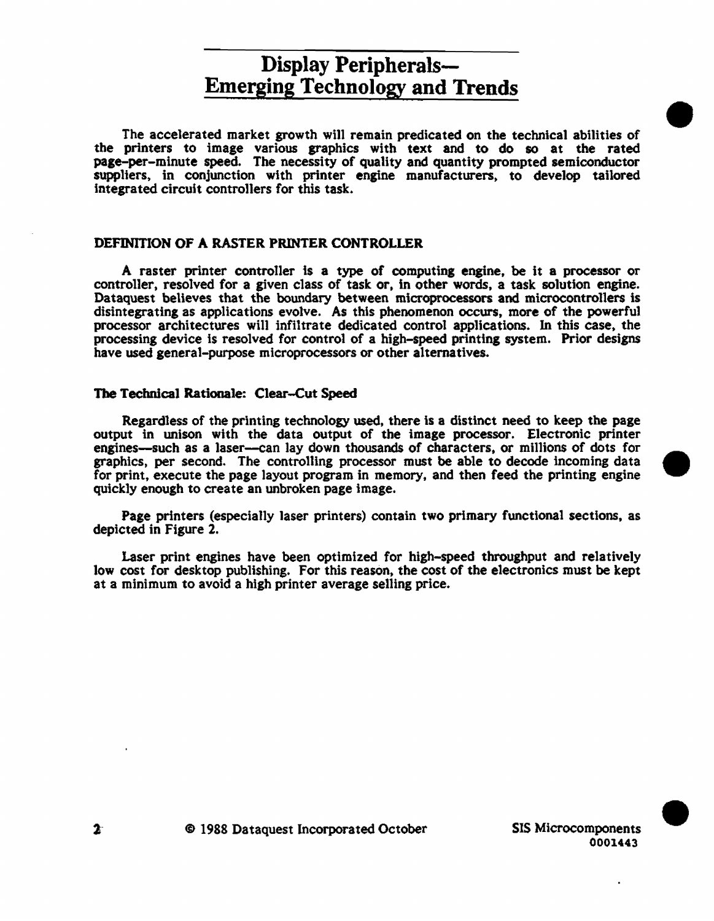# Display Peripherals— Emerging Technology and Trends

The accelerated market growth will remain predicated on the technical abilities of the printers to image various graphics with text and to do so at the rated page-per-minute speed. The necessity of quality and quantity prompted semiconductor suppliers, in conjunction with printer engine manufacturers, to develop tailored integrated circuit controllers for this task.

## DEFINITION OF A RASTER PRINTER CONTROLLER

A raster printer controller is a type of computing engine, be it a processor or controller, resolved for a given class of task or, in other words, a task solution engine. Dataquest believes that the boundary between microprocessors and microcontrollers is disintegrating as applications evolve. As this phenomenon occurs, more of the powerful processor architectures will infiltrate dedicated control applications. In this case, the processing device is resolved for control of a high-speed printing system. Prior designs have used general-purpose microprocessors or other alternatives.

### The Technical Rationale: Clear-Cut Speed

Regardless of the printing technology used, there is a distinct need to keep the page output in unison with the data output of the image processor. Electronic printer engines—such as a laser—can lay down thousands of characters, or millions of dots for graphics, per second. The controlling processor must be able to decode incoming data for print, execute the page layout program in memory, and then feed the printing engine quickly enough to create an unbroken page image.

Page printers (especially laser printers) contain two primary functional sections, as depicted in Figure 2.

Laser print engines have been optimized for high-speed throughput and relatively low cost for desktop publishing. For this reason, the cost of the electronics must be kept at a minimum to avoid a high printer average selling price.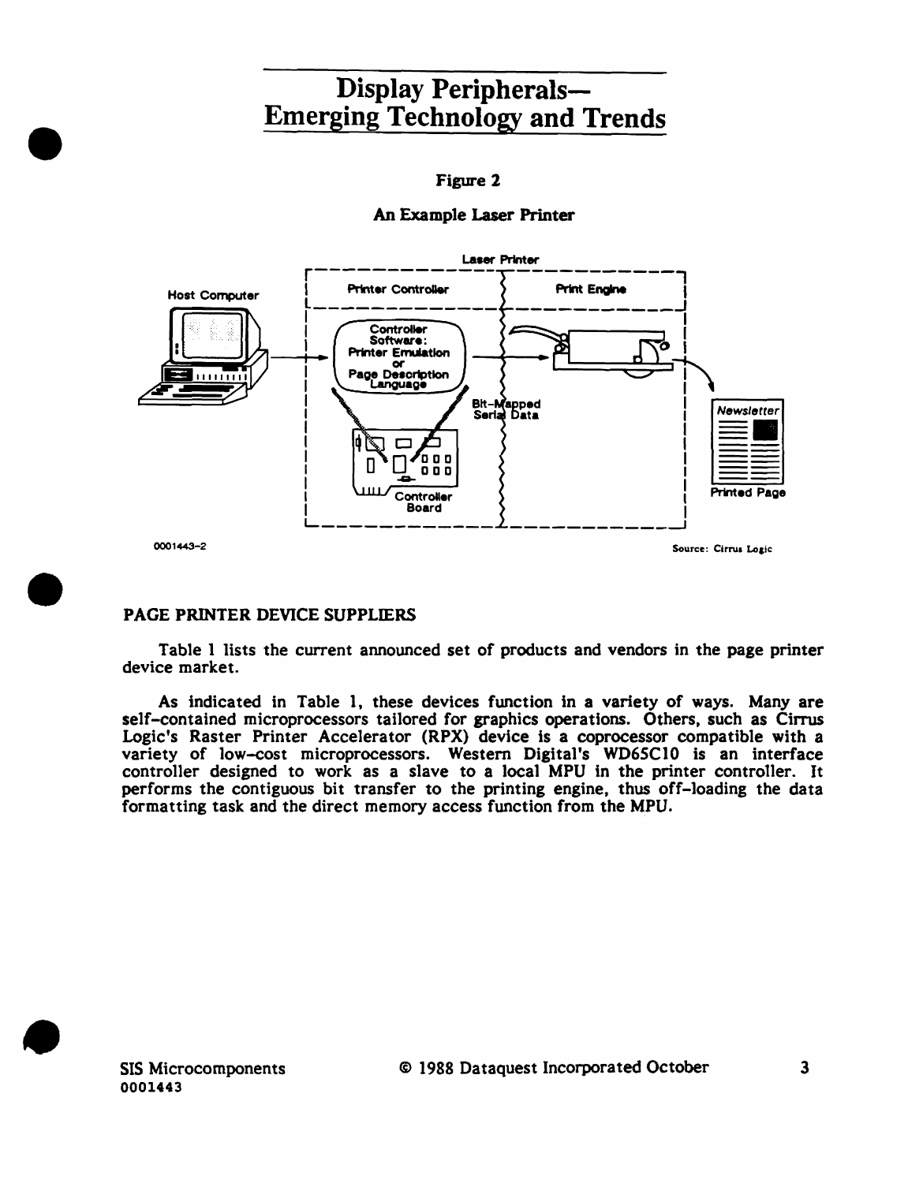**Figure 2**

**An Example Laser Printer**

0001443-2

Source: Cirrus Logic

## PAGE PRINTER DEVICE SUPPLIERS

Table 1 lists the current announced set of products and vendors in the page printer device market.

As indicated in Table 1, these devices function in a variety of ways. Many are self-contained microprocessors tailored for graphics operations. Others, such as Cirrus Logic's Raster Printer Accelerator (RPX) device is a coprocessor compatible with a variety of low-cost microprocessors. Western Digital's WD65C10 is an interface controller designed to work as a slave to a local MPU in the printer controller. It performs the contiguous bit transfer to the printing engine, thus off-loading the data formatting task and the direct memory access function from the MPU.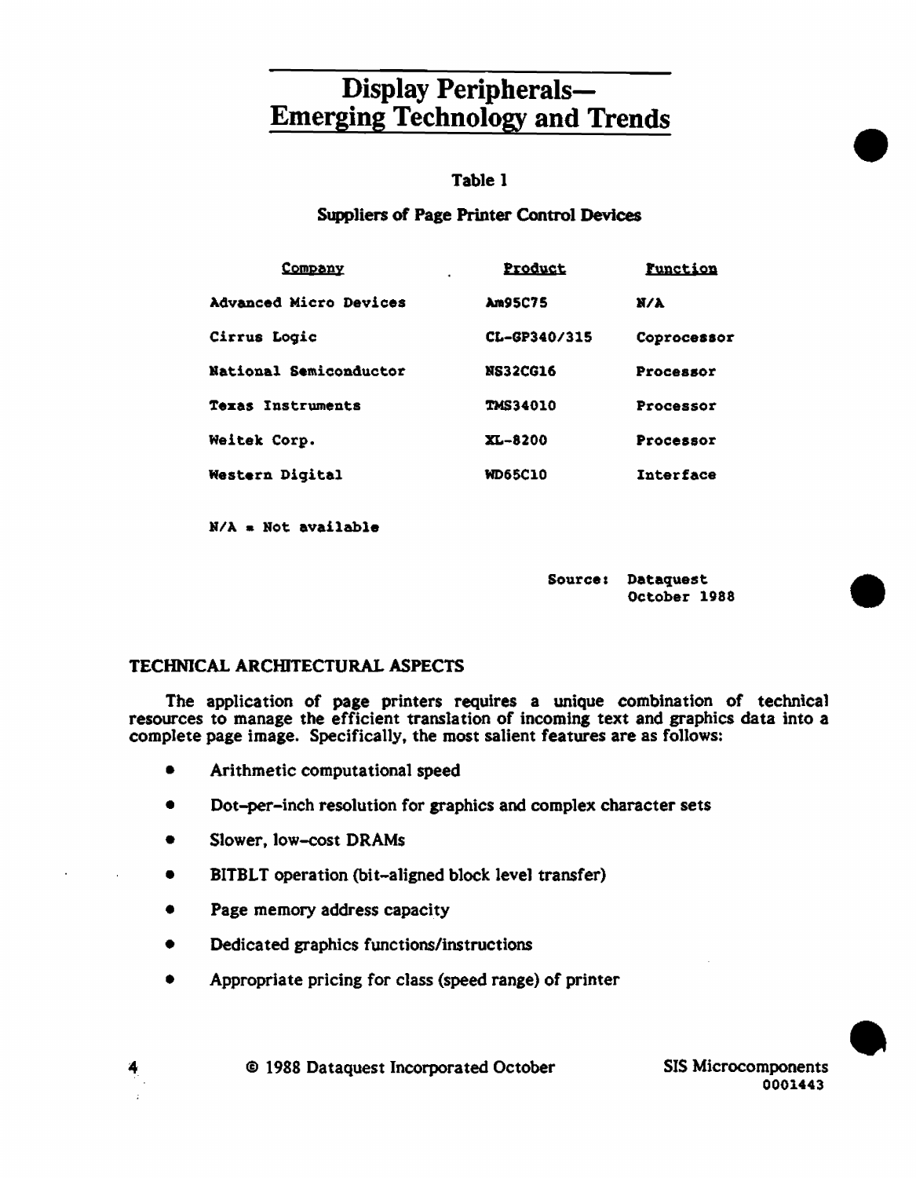# Display Peripherals—Emerging Technology and Trends

Table 1

Suppliers of Page Printer Control Devices

| Company | Product | Function |
|---|---|---|
| Advanced Micro Devices | Am95C75 | N/A |
| Cirrus Logic | CL-GP340/315 | Coprocessor |
| National Semiconductor | NS32CG16 | Processor |
| Texas Instruments | TMS34010 | Processor |
| Weitek Corp. | XL-8200 | Processor |
| Western Digital | WD65C10 | Interface |

N/A = Not available

Source: Dataquest
October 1988

## TECHNICAL ARCHITECTURAL ASPECTS

The application of page printers requires a unique combination of technical resources to manage the efficient translation of incoming text and graphics data into a complete page image. Specifically, the most salient features are as follows:

- Arithmetic computational speed
- Dot-per-inch resolution for graphics and complex character sets
- Slower, low-cost DRAMs
- BITBLT operation (bit-aligned block level transfer)
- Page memory address capacity
- Dedicated graphics functions/instructions
- Appropriate pricing for class (speed range) of printer